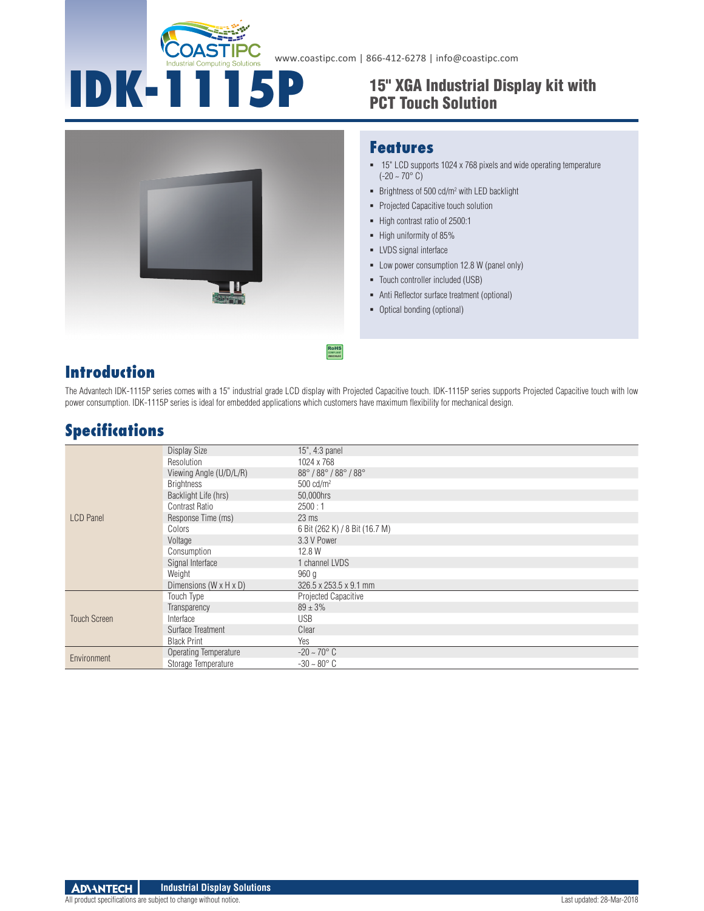www.coastipc.com | 866-412-6278 | info@coastipc.com

# IDK-1115P

## 15" XGA Industrial Display kit with PCT Touch Solution

## Features

- 15" LCD supports 1024 x 768 pixels and wide operating temperature (-20 ~ 70° C)
- Brightness of 500 cd/m² with LED backlight
- Projected Capacitive touch solution
- High contrast ratio of 2500:1
- High uniformity of 85%
- LVDS signal interface
- Low power consumption 12.8 W (panel only)
- Touch controller included (USB)
- Anti Reflector surface treatment (optional)
- Optical bonding (optional)

## Introduction

The Advantech IDK-1115P series comes with a 15" industrial grade LCD display with Projected Capacitive touch. IDK-1115P series supports Projected Capacitive touch with low power consumption. IDK-1115P series is ideal for embedded applications which customers have maximum flexibility for mechanical design.

## Specifications

| | | |
|---|---|---|
| LCD Panel | Display Size | 15", 4:3 panel |
| | Resolution | 1024 x 768 |
| | Viewing Angle (U/D/L/R) | 88° / 88° / 88° / 88° |
| | Brightness | 500 cd/m² |
| | Backlight Life (hrs) | 50,000hrs |
| | Contrast Ratio | 2500 : 1 |
| | Response Time (ms) | 23 ms |
| | Colors | 6 Bit (262 K) / 8 Bit (16.7 M) |
| | Voltage | 3.3 V Power |
| | Consumption | 12.8 W |
| | Signal Interface | 1 channel LVDS |
| | Weight | 960 g |
| | Dimensions (W x H x D) | 326.5 x 253.5 x 9.1 mm |
| Touch Screen | Touch Type | Projected Capacitive |
| | Transparency | 89 ± 3% |
| | Interface | USB |
| | Surface Treatment | Clear |
| | Black Print | Yes |
| Environment | Operating Temperature | -20 ~ 70° C |
| | Storage Temperature | -30 ~ 80° C |

All product specifications are subject to change without notice.

Last updated: 28-Mar-2018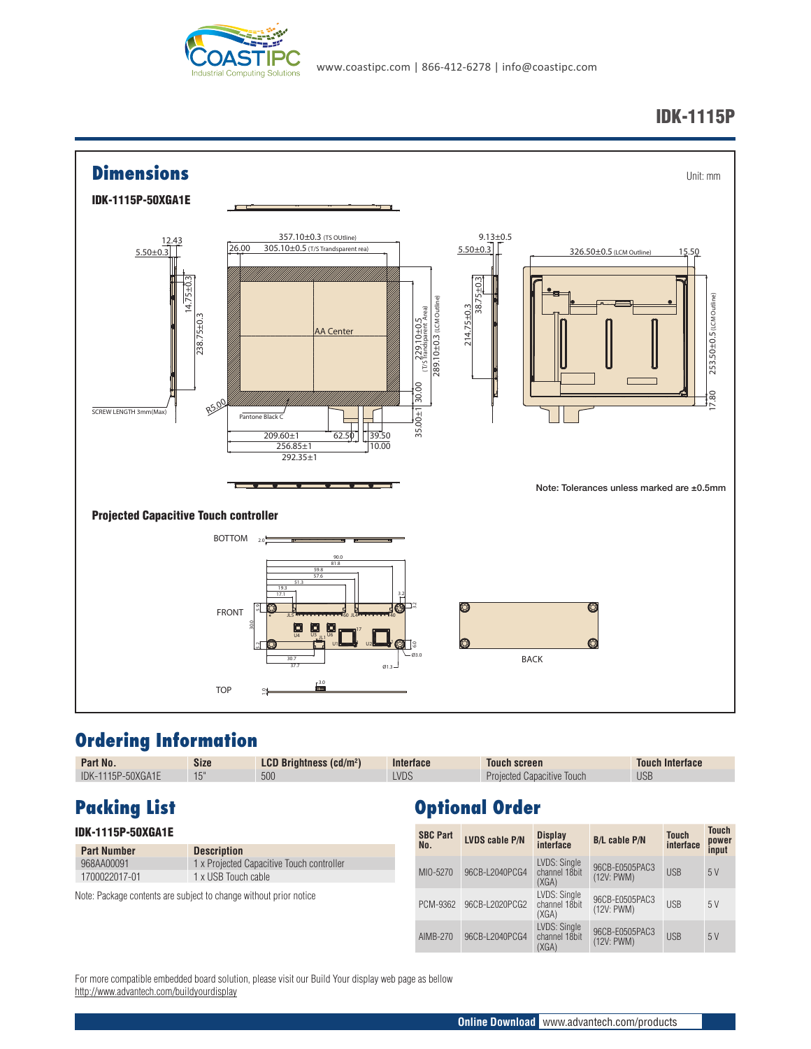# IDK-1115P

## Dimensions

Unit: mm

### IDK-1115P-50XGA1E

357.10±0.3 (TS OUtline)
305.10±0.5 (T/S Transdparent rea)
26.00
12.43
5.50±0.3
14.75±0.3
238.75±0.3
AA Center
229.10±0.5 (T/S Transdparent Area)
289.10±0.3 (LCM Outline)
30.00
35.00±1
SCREW LENGTH 3mm(Max)
R5.00
Pantone Black C
209.60±1
62.50
39.50
10.00
256.85±1
292.35±1
9.13±0.5
5.50±0.3
38.75±0.3
214.75±0.3
326.50±0.5 (LCM Outline)
15.50
253.50±0.5 (LCM Outline)
17.80

Note: Tolerances unless marked are ±0.5mm

### Projected Capacitive Touch controller

BOTTOM
FRONT
BACK
TOP

## Ordering Information

| Part No. | Size | LCD Brightness (cd/m²) | Interface | Touch screen | Touch Interface |
|---|---|---|---|---|---|
| IDK-1115P-50XGA1E | 15" | 500 | LVDS | Projected Capacitive Touch | USB |

## Packing List

### IDK-1115P-50XGA1E

| Part Number | Description |
|---|---|
| 968AA00091 | 1 x Projected Capacitive Touch controller |
| 1700022017-01 | 1 x USB Touch cable |

Note: Package contents are subject to change without prior notice

## Optional Order

| SBC Part No. | LVDS cable P/N | Display interface | B/L cable P/N | Touch interface | Touch power input |
|---|---|---|---|---|---|
| MIO-5270 | 96CB-L2040PCG4 | LVDS: Single channel 18bit (XGA) | 96CB-E0505PAC3 (12V: PWM) | USB | 5 V |
| PCM-9362 | 96CB-L2020PCG2 | LVDS: Single channel 18bit (XGA) | 96CB-E0505PAC3 (12V: PWM) | USB | 5 V |
| AIMB-270 | 96CB-L2040PCG4 | LVDS: Single channel 18bit (XGA) | 96CB-E0505PAC3 (12V: PWM) | USB | 5 V |

For more compatible embedded board solution, please visit our Build Your display web page as bellow
http://www.advantech.com/buildyourdisplay